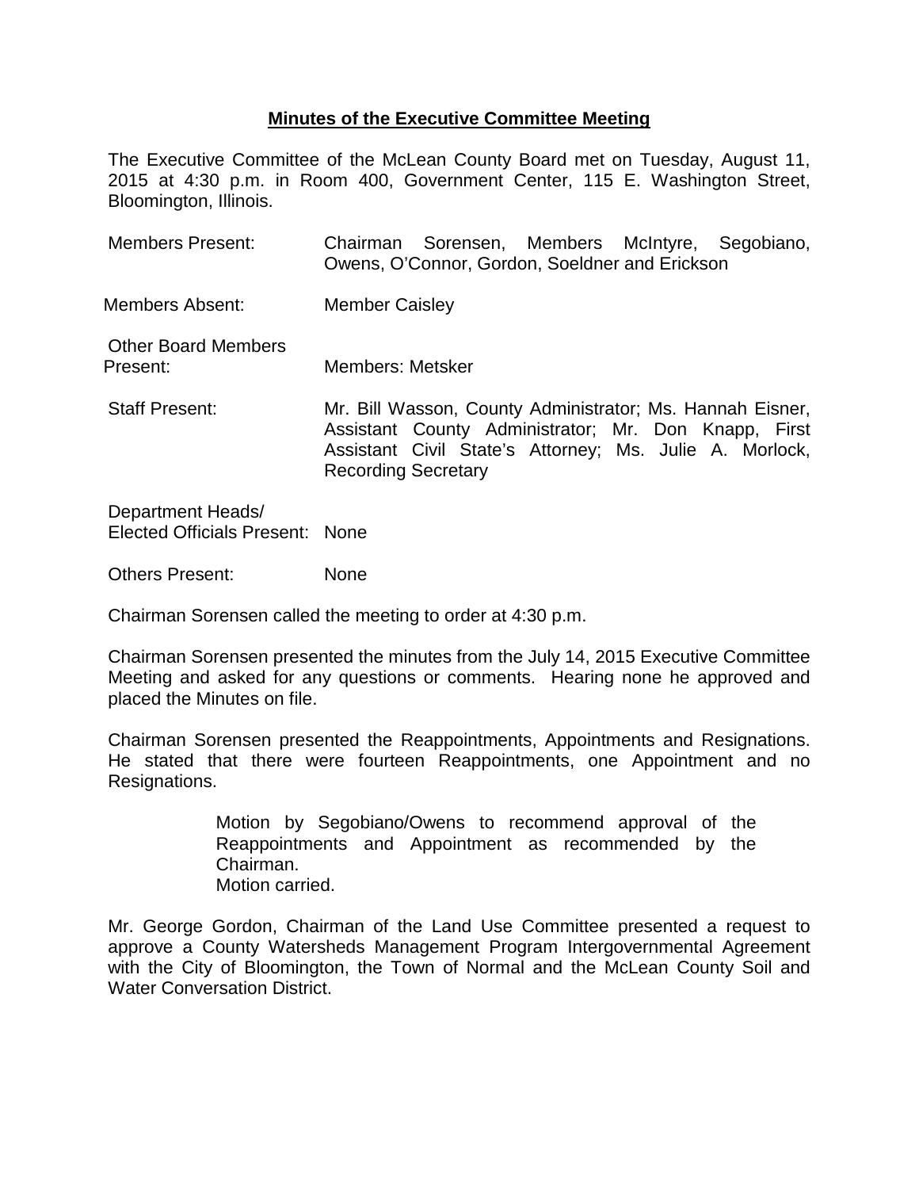## Minutes of the Executive Committee Meeting

The Executive Committee of the McLean County Board met on Tuesday, August 11, 2015 at 4:30 p.m. in Room 400, Government Center, 115 E. Washington Street, Bloomington, Illinois.

| | |
|---|---|
| Members Present: | Chairman Sorensen, Members McIntyre, Segobiano, Owens, O'Connor, Gordon, Soeldner and Erickson |
| Members Absent: | Member Caisley |
| Other Board Members Present: | Members: Metsker |
| Staff Present: | Mr. Bill Wasson, County Administrator; Ms. Hannah Eisner, Assistant County Administrator; Mr. Don Knapp, First Assistant Civil State's Attorney; Ms. Julie A. Morlock, Recording Secretary |
| Department Heads/ Elected Officials Present: | None |
| Others Present: | None |

Chairman Sorensen called the meeting to order at 4:30 p.m.

Chairman Sorensen presented the minutes from the July 14, 2015 Executive Committee Meeting and asked for any questions or comments. Hearing none he approved and placed the Minutes on file.

Chairman Sorensen presented the Reappointments, Appointments and Resignations. He stated that there were fourteen Reappointments, one Appointment and no Resignations.

> Motion by Segobiano/Owens to recommend approval of the Reappointments and Appointment as recommended by the Chairman.
> Motion carried.

Mr. George Gordon, Chairman of the Land Use Committee presented a request to approve a County Watersheds Management Program Intergovernmental Agreement with the City of Bloomington, the Town of Normal and the McLean County Soil and Water Conversation District.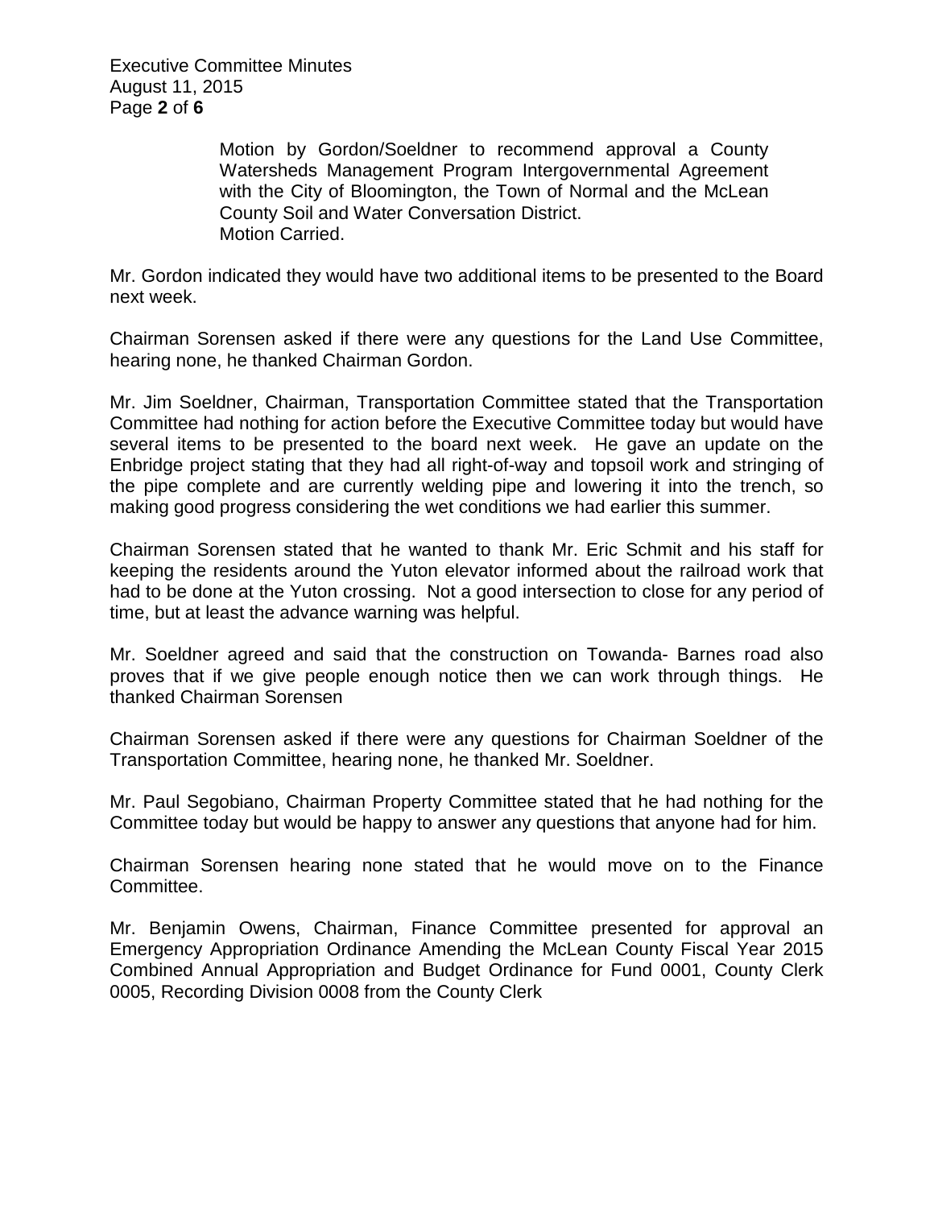Motion by Gordon/Soeldner to recommend approval a County Watersheds Management Program Intergovernmental Agreement with the City of Bloomington, the Town of Normal and the McLean County Soil and Water Conversation District.
Motion Carried.

Mr. Gordon indicated they would have two additional items to be presented to the Board next week.

Chairman Sorensen asked if there were any questions for the Land Use Committee, hearing none, he thanked Chairman Gordon.

Mr. Jim Soeldner, Chairman, Transportation Committee stated that the Transportation Committee had nothing for action before the Executive Committee today but would have several items to be presented to the board next week. He gave an update on the Enbridge project stating that they had all right-of-way and topsoil work and stringing of the pipe complete and are currently welding pipe and lowering it into the trench, so making good progress considering the wet conditions we had earlier this summer.

Chairman Sorensen stated that he wanted to thank Mr. Eric Schmit and his staff for keeping the residents around the Yuton elevator informed about the railroad work that had to be done at the Yuton crossing. Not a good intersection to close for any period of time, but at least the advance warning was helpful.

Mr. Soeldner agreed and said that the construction on Towanda- Barnes road also proves that if we give people enough notice then we can work through things. He thanked Chairman Sorensen

Chairman Sorensen asked if there were any questions for Chairman Soeldner of the Transportation Committee, hearing none, he thanked Mr. Soeldner.

Mr. Paul Segobiano, Chairman Property Committee stated that he had nothing for the Committee today but would be happy to answer any questions that anyone had for him.

Chairman Sorensen hearing none stated that he would move on to the Finance Committee.

Mr. Benjamin Owens, Chairman, Finance Committee presented for approval an Emergency Appropriation Ordinance Amending the McLean County Fiscal Year 2015 Combined Annual Appropriation and Budget Ordinance for Fund 0001, County Clerk 0005, Recording Division 0008 from the County Clerk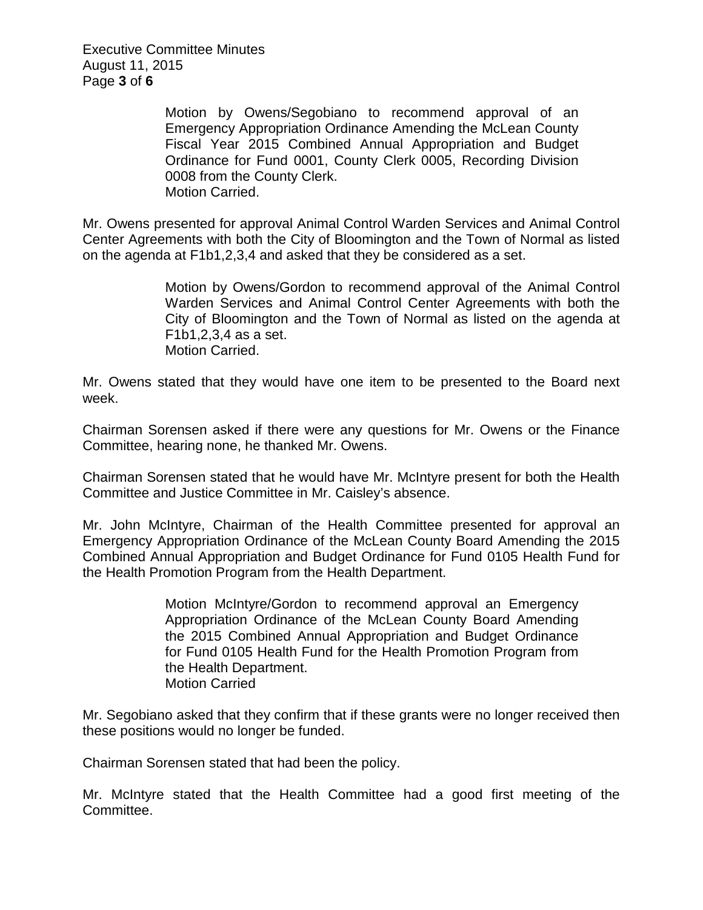> Motion by Owens/Segobiano to recommend approval of an Emergency Appropriation Ordinance Amending the McLean County Fiscal Year 2015 Combined Annual Appropriation and Budget Ordinance for Fund 0001, County Clerk 0005, Recording Division 0008 from the County Clerk.
> Motion Carried.

Mr. Owens presented for approval Animal Control Warden Services and Animal Control Center Agreements with both the City of Bloomington and the Town of Normal as listed on the agenda at F1b1,2,3,4 and asked that they be considered as a set.

> Motion by Owens/Gordon to recommend approval of the Animal Control Warden Services and Animal Control Center Agreements with both the City of Bloomington and the Town of Normal as listed on the agenda at F1b1,2,3,4 as a set.
> Motion Carried.

Mr. Owens stated that they would have one item to be presented to the Board next week.

Chairman Sorensen asked if there were any questions for Mr. Owens or the Finance Committee, hearing none, he thanked Mr. Owens.

Chairman Sorensen stated that he would have Mr. McIntyre present for both the Health Committee and Justice Committee in Mr. Caisley's absence.

Mr. John McIntyre, Chairman of the Health Committee presented for approval an Emergency Appropriation Ordinance of the McLean County Board Amending the 2015 Combined Annual Appropriation and Budget Ordinance for Fund 0105 Health Fund for the Health Promotion Program from the Health Department.

> Motion McIntyre/Gordon to recommend approval an Emergency Appropriation Ordinance of the McLean County Board Amending the 2015 Combined Annual Appropriation and Budget Ordinance for Fund 0105 Health Fund for the Health Promotion Program from the Health Department.
> Motion Carried

Mr. Segobiano asked that they confirm that if these grants were no longer received then these positions would no longer be funded.

Chairman Sorensen stated that had been the policy.

Mr. McIntyre stated that the Health Committee had a good first meeting of the Committee.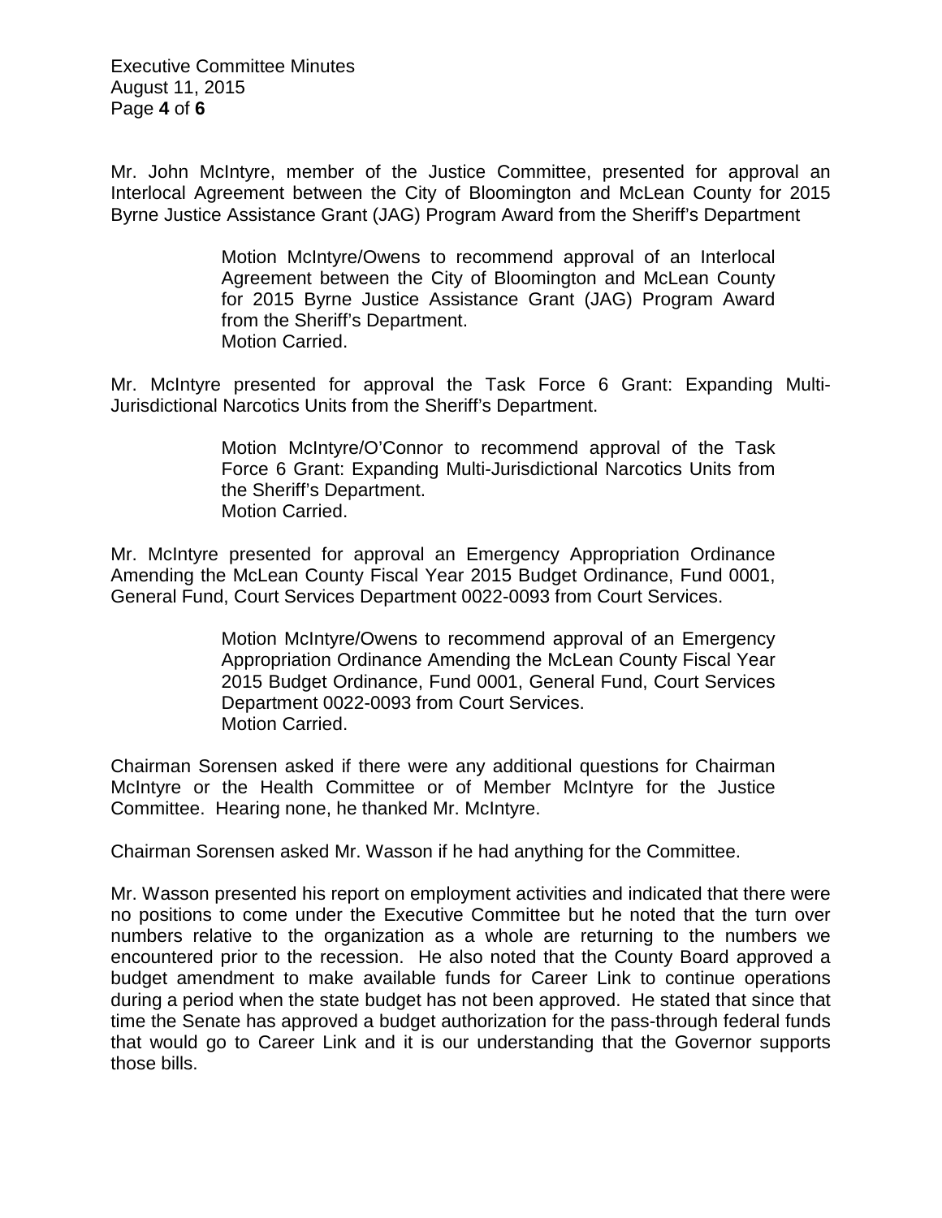Mr. John McIntyre, member of the Justice Committee, presented for approval an Interlocal Agreement between the City of Bloomington and McLean County for 2015 Byrne Justice Assistance Grant (JAG) Program Award from the Sheriff's Department

> Motion McIntyre/Owens to recommend approval of an Interlocal Agreement between the City of Bloomington and McLean County for 2015 Byrne Justice Assistance Grant (JAG) Program Award from the Sheriff's Department.
> Motion Carried.

Mr. McIntyre presented for approval the Task Force 6 Grant: Expanding Multi-Jurisdictional Narcotics Units from the Sheriff's Department.

> Motion McIntyre/O'Connor to recommend approval of the Task Force 6 Grant: Expanding Multi-Jurisdictional Narcotics Units from the Sheriff's Department.
> Motion Carried.

Mr. McIntyre presented for approval an Emergency Appropriation Ordinance Amending the McLean County Fiscal Year 2015 Budget Ordinance, Fund 0001, General Fund, Court Services Department 0022-0093 from Court Services.

> Motion McIntyre/Owens to recommend approval of an Emergency Appropriation Ordinance Amending the McLean County Fiscal Year 2015 Budget Ordinance, Fund 0001, General Fund, Court Services Department 0022-0093 from Court Services.
> Motion Carried.

Chairman Sorensen asked if there were any additional questions for Chairman McIntyre or the Health Committee or of Member McIntyre for the Justice Committee. Hearing none, he thanked Mr. McIntyre.

Chairman Sorensen asked Mr. Wasson if he had anything for the Committee.

Mr. Wasson presented his report on employment activities and indicated that there were no positions to come under the Executive Committee but he noted that the turn over numbers relative to the organization as a whole are returning to the numbers we encountered prior to the recession. He also noted that the County Board approved a budget amendment to make available funds for Career Link to continue operations during a period when the state budget has not been approved. He stated that since that time the Senate has approved a budget authorization for the pass-through federal funds that would go to Career Link and it is our understanding that the Governor supports those bills.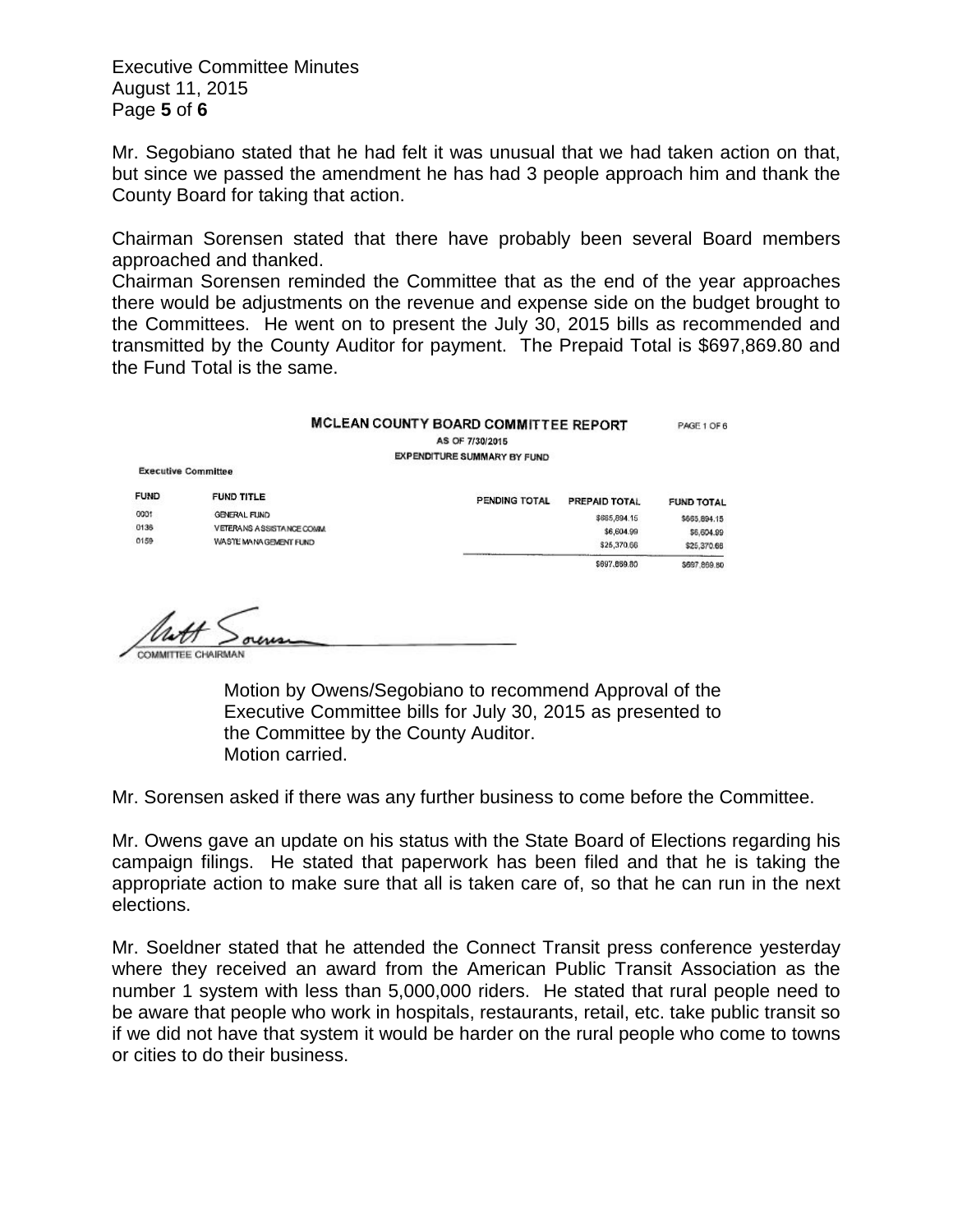Mr. Segobiano stated that he had felt it was unusual that we had taken action on that, but since we passed the amendment he has had 3 people approach him and thank the County Board for taking that action.

Chairman Sorensen stated that there have probably been several Board members approached and thanked.

Chairman Sorensen reminded the Committee that as the end of the year approaches there would be adjustments on the revenue and expense side on the budget brought to the Committees. He went on to present the July 30, 2015 bills as recommended and transmitted by the County Auditor for payment. The Prepaid Total is $697,869.80 and the Fund Total is the same.

**MCLEAN COUNTY BOARD COMMITTEE REPORT** PAGE 1 OF 6

AS OF 7/30/2015

EXPENDITURE SUMMARY BY FUND

Executive Committee

| FUND | FUND TITLE | PENDING TOTAL | PREPAID TOTAL | FUND TOTAL |
|---|---|---|---|---|
| 0001 | GENERAL FUND | | $665,894.15 | $665,894.15 |
| 0136 | VETERANS ASSISTANCE COMM. | | $6,604.99 | $6,604.99 |
| 0159 | WASTE MANAGEMENT FUND | | $25,370.66 | $25,370.66 |
| | | | $697,869.80 | $697,869.80 |

Matt Sorensen

COMMITTEE CHAIRMAN

> Motion by Owens/Segobiano to recommend Approval of the Executive Committee bills for July 30, 2015 as presented to the Committee by the County Auditor.
> Motion carried.

Mr. Sorensen asked if there was any further business to come before the Committee.

Mr. Owens gave an update on his status with the State Board of Elections regarding his campaign filings. He stated that paperwork has been filed and that he is taking the appropriate action to make sure that all is taken care of, so that he can run in the next elections.

Mr. Soeldner stated that he attended the Connect Transit press conference yesterday where they received an award from the American Public Transit Association as the number 1 system with less than 5,000,000 riders. He stated that rural people need to be aware that people who work in hospitals, restaurants, retail, etc. take public transit so if we did not have that system it would be harder on the rural people who come to towns or cities to do their business.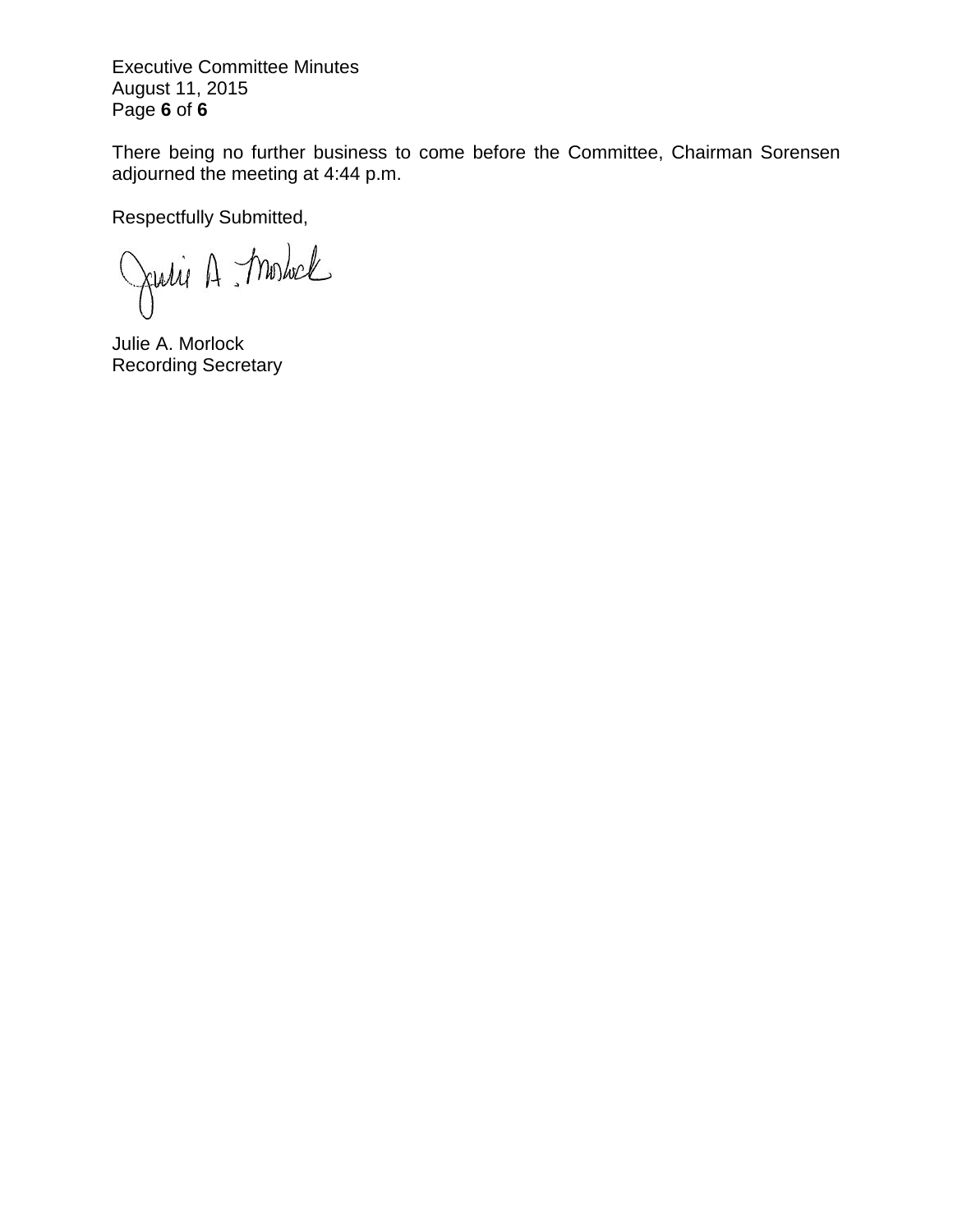There being no further business to come before the Committee, Chairman Sorensen adjourned the meeting at 4:44 p.m.

Respectfully Submitted,

Julie A. Morlock
Recording Secretary